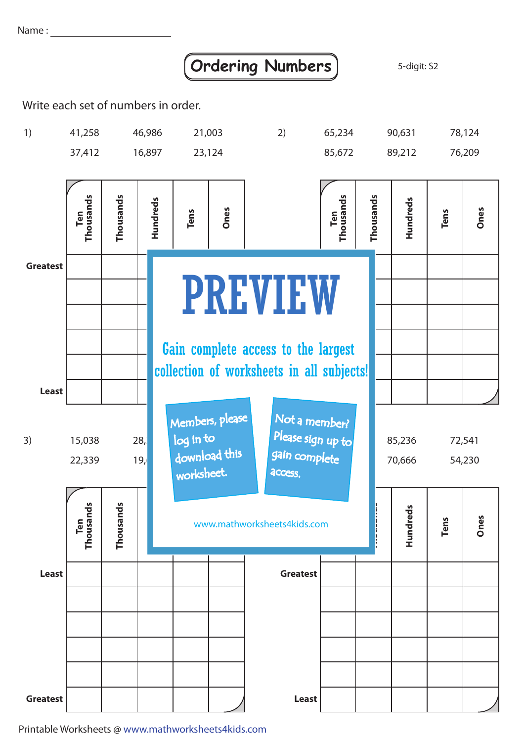Name : ______________________

# Ordering Numbers

5-digit: S2

Write each set of numbers in order.

1) 41,258 46,986 21,003
37,412 16,897 23,124

2) 65,234 90,631 78,124
85,672 89,212 76,209

| | Ten Thousands | Thousands | Hundreds | Tens | Ones |
|---|---|---|---|---|---|
| Greatest | | | | | |
| | | | | | |
| | | | | | |
| | | | | | |
| | | | | | |
| Least | | | | | |

| | Ten Thousands | Thousands | Hundreds | Tens | Ones |
|---|---|---|---|---|---|
| | | | | | |
| | | | | | |
| | | | | | |
| | | | | | |
| | | | | | |
| | | | | | |

PREVIEW

Gain complete access to the largest collection of worksheets in all subjects!

Members, please log in to download this worksheet.

Not a member? Please sign up to gain complete access.

www.mathworksheets4kids.com

3) 15,038 28,
22,339 19,

85,236 72,541
70,666 54,230

| | Ten Thousands | Thousands | Hundreds | Tens | Ones |
|---|---|---|---|---|---|
| Least | | | | | |
| | | | | | |
| | | | | | |
| | | | | | |
| | | | | | |
| Greatest | | | | | |

| | Ten Thousands | Thousands | Hundreds | Tens | Ones |
|---|---|---|---|---|---|
| Greatest | | | | | |
| | | | | | |
| | | | | | |
| | | | | | |
| | | | | | |
| Least | | | | | |

Printable Worksheets @ www.mathworksheets4kids.com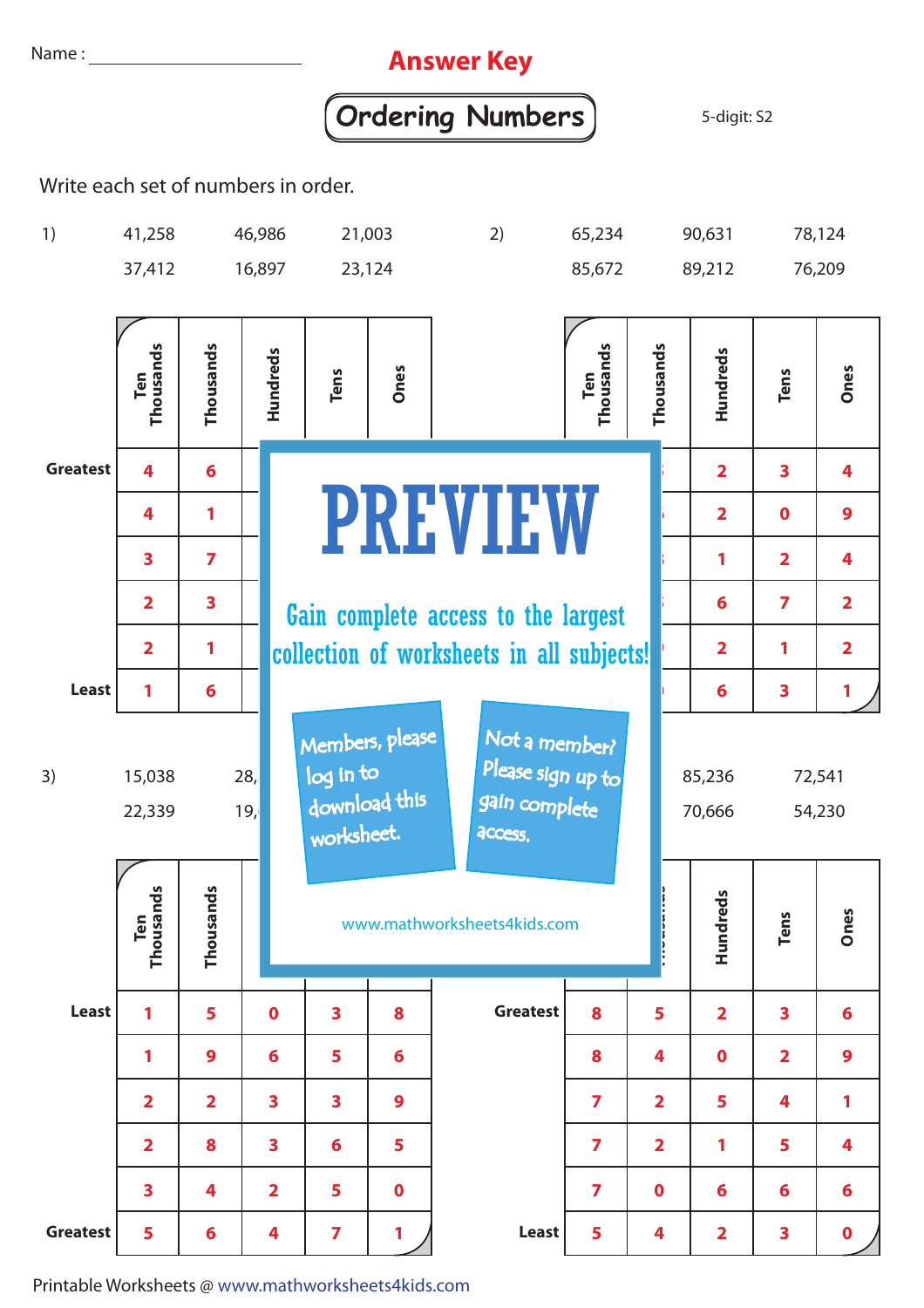Name : ____________________

**Answer Key**

# Ordering Numbers

5-digit: S2

Write each set of numbers in order.

1) 41,258 46,986 21,003
37,412 16,897 23,124

2) 65,234 90,631 78,124
85,672 89,212 76,209

| | Ten Thousands | Thousands | Hundreds | Tens | Ones |
|---|---|---|---|---|---|
| Greatest | 4 | 6 | | | |
| | 4 | 1 | | | |
| | 3 | 7 | | | |
| | 2 | 3 | | | |
| | 2 | 1 | | | |
| Least | 1 | 6 | | | |

| | Ten Thousands | Thousands | Hundreds | Tens | Ones |
|---|---|---|---|---|---|
| | | | 2 | 3 | 4 |
| | | | 2 | 0 | 9 |
| | | | 1 | 2 | 4 |
| | | | 6 | 7 | 2 |
| | | | 2 | 1 | 2 |
| | | | 6 | 3 | 1 |

PREVIEW

Gain complete access to the largest collection of worksheets in all subjects!

Members, please log in to download this worksheet.

Not a member? Please sign up to gain complete access.

www.mathworksheets4kids.com

3) 15,038 28,
22,339 19,

85,236 72,541
70,666 54,230

| | Ten Thousands | Thousands | Hundreds | Tens | Ones |
|---|---|---|---|---|---|
| Least | 1 | 5 | 0 | 3 | 8 |
| | 1 | 9 | 6 | 5 | 6 |
| | 2 | 2 | 3 | 3 | 9 |
| | 2 | 8 | 3 | 6 | 5 |
| | 3 | 4 | 2 | 5 | 0 |
| Greatest | 5 | 6 | 4 | 7 | 1 |

| | Ten Thousands | Thousands | Hundreds | Tens | Ones |
|---|---|---|---|---|---|
| Greatest | 8 | 5 | 2 | 3 | 6 |
| | 8 | 4 | 0 | 2 | 9 |
| | 7 | 2 | 5 | 4 | 1 |
| | 7 | 2 | 1 | 5 | 4 |
| | 7 | 0 | 6 | 6 | 6 |
| Least | 5 | 4 | 2 | 3 | 0 |